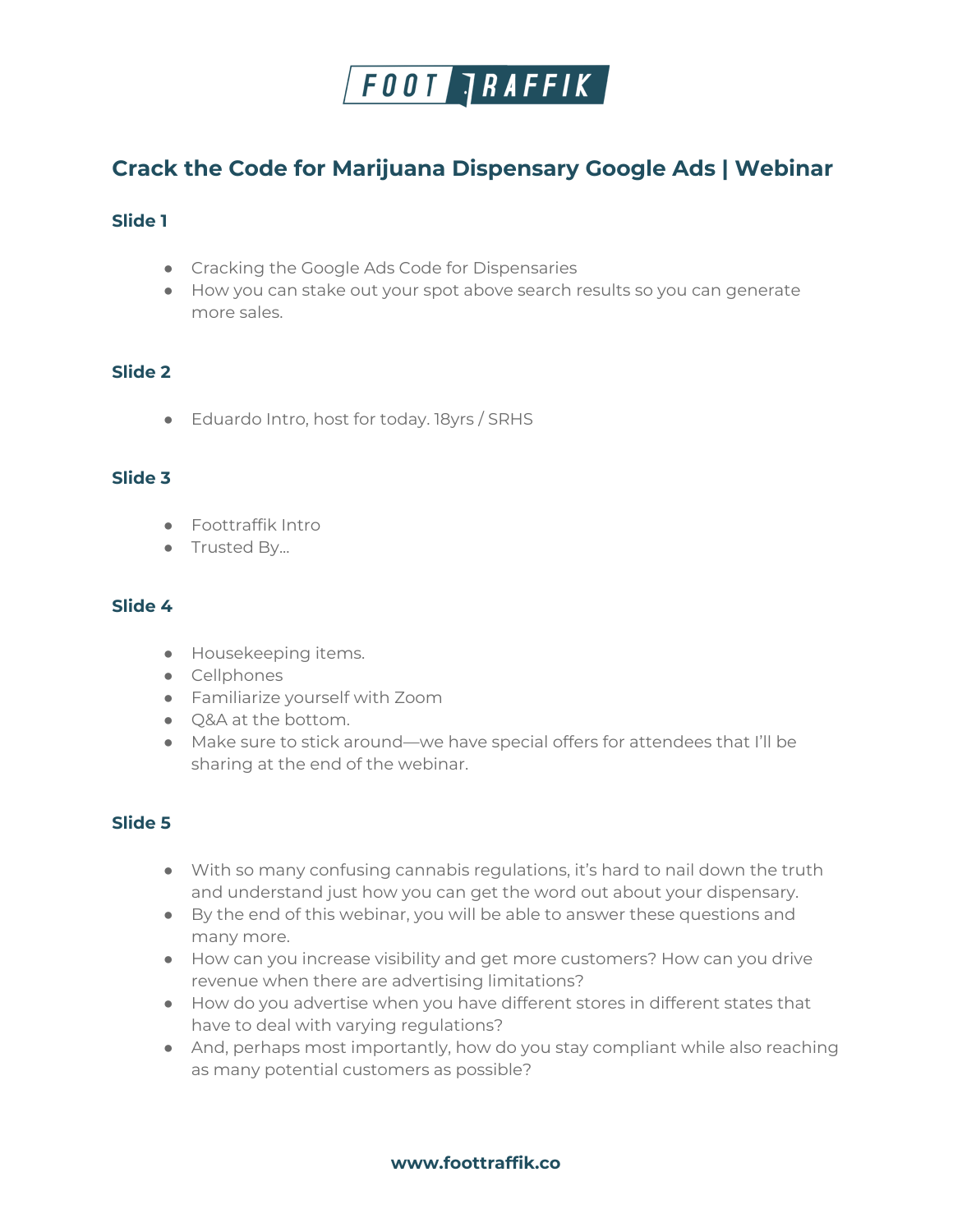FOOT TRAFFIK

# Crack the Code for Marijuana Dispensary Google Ads | Webinar

### Slide 1

- Cracking the Google Ads Code for Dispensaries
- How you can stake out your spot above search results so you can generate more sales.

### Slide 2

- Eduardo Intro, host for today. 18yrs / SRHS

### Slide 3

- Foottraffik Intro
- Trusted By...

### Slide 4

- Housekeeping items.
- Cellphones
- Familiarize yourself with Zoom
- Q&A at the bottom.
- Make sure to stick around—we have special offers for attendees that I'll be sharing at the end of the webinar.

### Slide 5

- With so many confusing cannabis regulations, it's hard to nail down the truth and understand just how you can get the word out about your dispensary.
- By the end of this webinar, you will be able to answer these questions and many more.
- How can you increase visibility and get more customers? How can you drive revenue when there are advertising limitations?
- How do you advertise when you have different stores in different states that have to deal with varying regulations?
- And, perhaps most importantly, how do you stay compliant while also reaching as many potential customers as possible?

**www.foottraffik.co**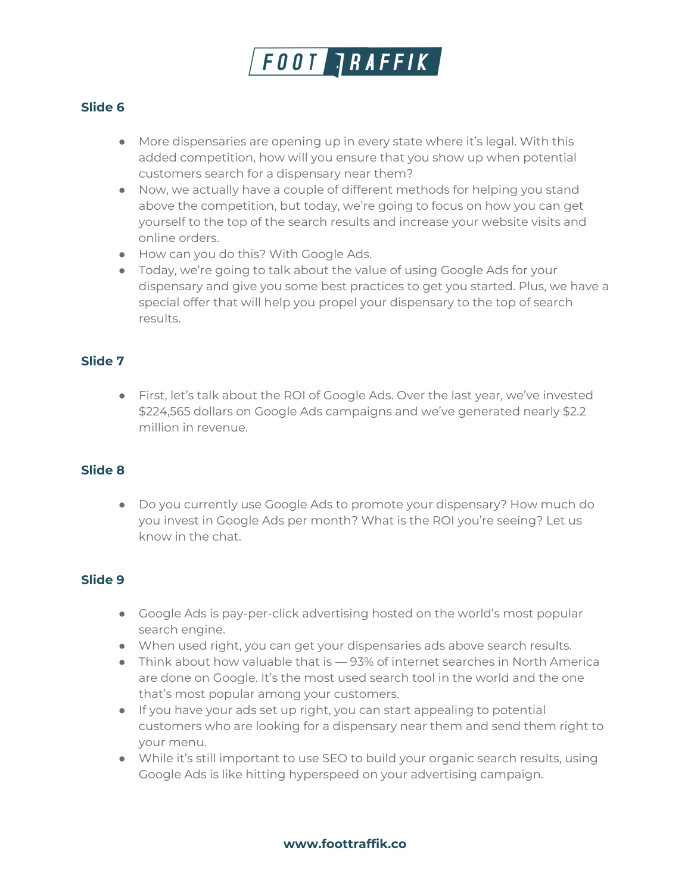## Slide 6

- More dispensaries are opening up in every state where it's legal. With this added competition, how will you ensure that you show up when potential customers search for a dispensary near them?
- Now, we actually have a couple of different methods for helping you stand above the competition, but today, we're going to focus on how you can get yourself to the top of the search results and increase your website visits and online orders.
- How can you do this? With Google Ads.
- Today, we're going to talk about the value of using Google Ads for your dispensary and give you some best practices to get you started. Plus, we have a special offer that will help you propel your dispensary to the top of search results.

## Slide 7

- First, let's talk about the ROI of Google Ads. Over the last year, we've invested $224,565 dollars on Google Ads campaigns and we've generated nearly $2.2 million in revenue.

## Slide 8

- Do you currently use Google Ads to promote your dispensary? How much do you invest in Google Ads per month? What is the ROI you're seeing? Let us know in the chat.

## Slide 9

- Google Ads is pay-per-click advertising hosted on the world's most popular search engine.
- When used right, you can get your dispensaries ads above search results.
- Think about how valuable that is — 93% of internet searches in North America are done on Google. It's the most used search tool in the world and the one that's most popular among your customers.
- If you have your ads set up right, you can start appealing to potential customers who are looking for a dispensary near them and send them right to your menu.
- While it's still important to use SEO to build your organic search results, using Google Ads is like hitting hyperspeed on your advertising campaign.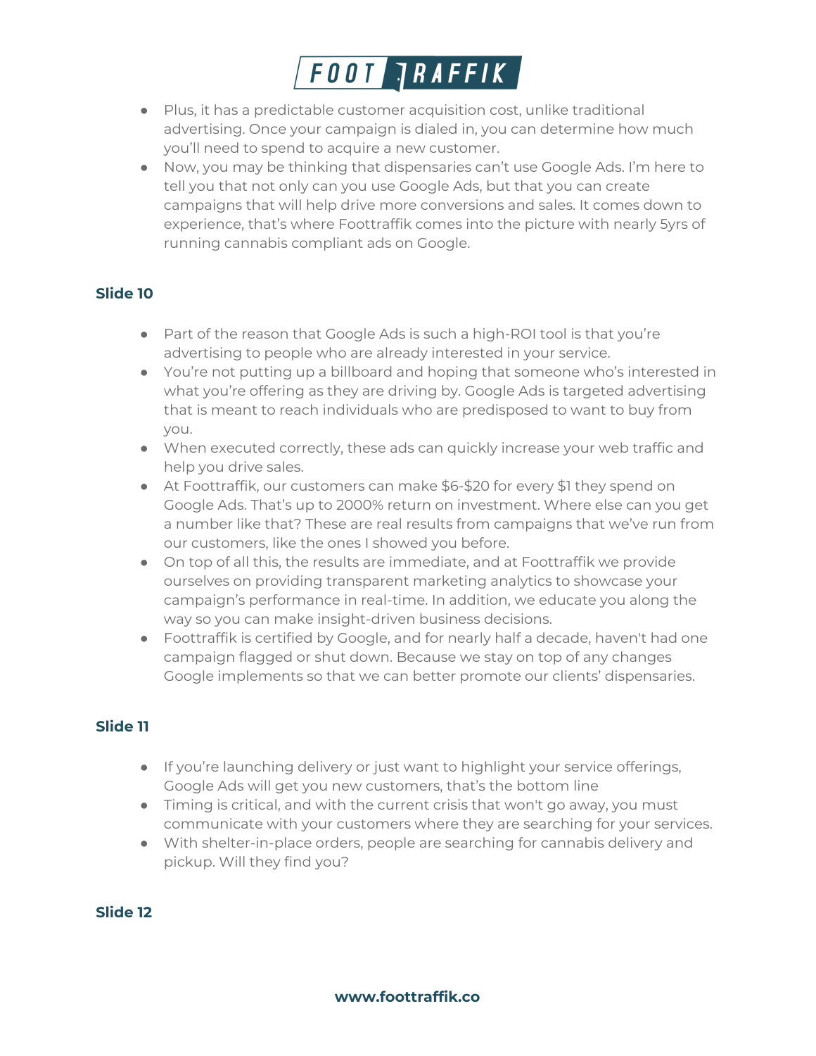- Plus, it has a predictable customer acquisition cost, unlike traditional advertising. Once your campaign is dialed in, you can determine how much you'll need to spend to acquire a new customer.
- Now, you may be thinking that dispensaries can't use Google Ads. I'm here to tell you that not only can you use Google Ads, but that you can create campaigns that will help drive more conversions and sales. It comes down to experience, that's where Foottraffik comes into the picture with nearly 5yrs of running cannabis compliant ads on Google.

### Slide 10

- Part of the reason that Google Ads is such a high-ROI tool is that you're advertising to people who are already interested in your service.
- You're not putting up a billboard and hoping that someone who's interested in what you're offering as they are driving by. Google Ads is targeted advertising that is meant to reach individuals who are predisposed to want to buy from you.
- When executed correctly, these ads can quickly increase your web traffic and help you drive sales.
- At Foottraffik, our customers can make $6-$20 for every $1 they spend on Google Ads. That's up to 2000% return on investment. Where else can you get a number like that? These are real results from campaigns that we've run from our customers, like the ones I showed you before.
- On top of all this, the results are immediate, and at Foottraffik we provide ourselves on providing transparent marketing analytics to showcase your campaign's performance in real-time. In addition, we educate you along the way so you can make insight-driven business decisions.
- Foottraffik is certified by Google, and for nearly half a decade, haven't had one campaign flagged or shut down. Because we stay on top of any changes Google implements so that we can better promote our clients' dispensaries.

### Slide 11

- If you're launching delivery or just want to highlight your service offerings, Google Ads will get you new customers, that's the bottom line
- Timing is critical, and with the current crisis that won't go away, you must communicate with your customers where they are searching for your services.
- With shelter-in-place orders, people are searching for cannabis delivery and pickup. Will they find you?

### Slide 12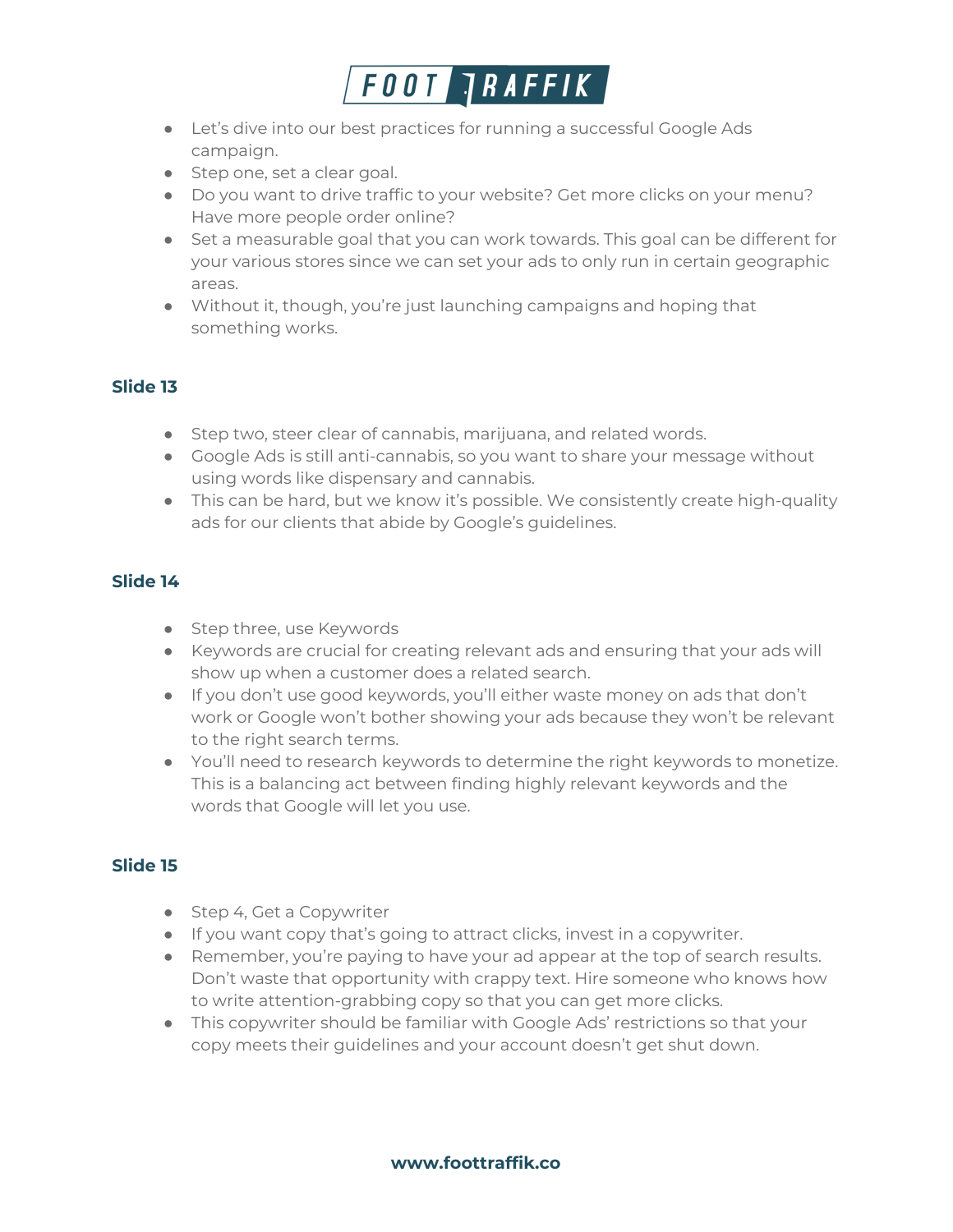- Let's dive into our best practices for running a successful Google Ads campaign.
- Step one, set a clear goal.
- Do you want to drive traffic to your website? Get more clicks on your menu? Have more people order online?
- Set a measurable goal that you can work towards. This goal can be different for your various stores since we can set your ads to only run in certain geographic areas.
- Without it, though, you're just launching campaigns and hoping that something works.

### Slide 13

- Step two, steer clear of cannabis, marijuana, and related words.
- Google Ads is still anti-cannabis, so you want to share your message without using words like dispensary and cannabis.
- This can be hard, but we know it's possible. We consistently create high-quality ads for our clients that abide by Google's guidelines.

### Slide 14

- Step three, use Keywords
- Keywords are crucial for creating relevant ads and ensuring that your ads will show up when a customer does a related search.
- If you don't use good keywords, you'll either waste money on ads that don't work or Google won't bother showing your ads because they won't be relevant to the right search terms.
- You'll need to research keywords to determine the right keywords to monetize. This is a balancing act between finding highly relevant keywords and the words that Google will let you use.

### Slide 15

- Step 4, Get a Copywriter
- If you want copy that's going to attract clicks, invest in a copywriter.
- Remember, you're paying to have your ad appear at the top of search results. Don't waste that opportunity with crappy text. Hire someone who knows how to write attention-grabbing copy so that you can get more clicks.
- This copywriter should be familiar with Google Ads' restrictions so that your copy meets their guidelines and your account doesn't get shut down.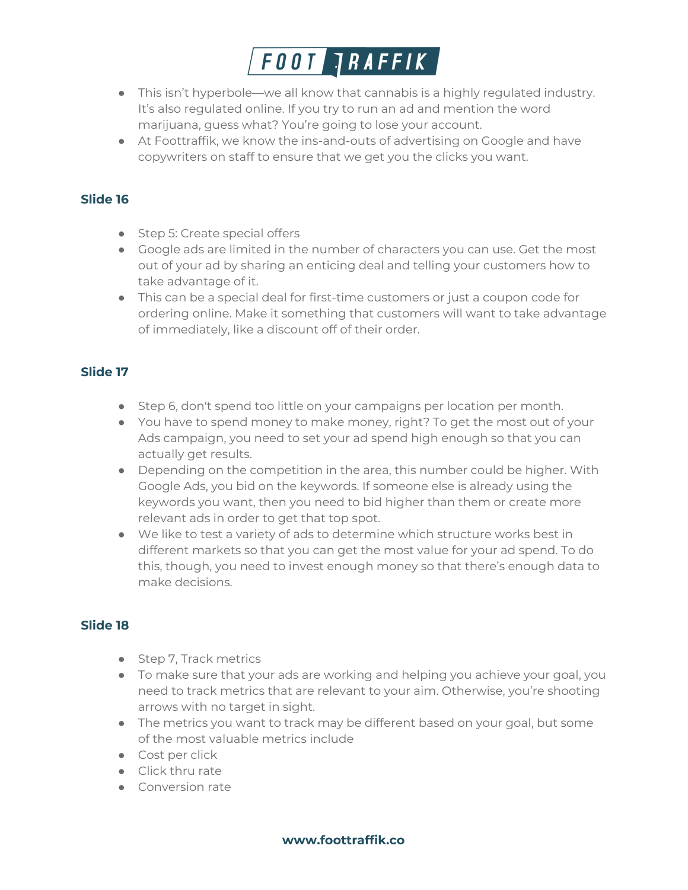- This isn't hyperbole—we all know that cannabis is a highly regulated industry. It's also regulated online. If you try to run an ad and mention the word marijuana, guess what? You're going to lose your account.
- At Foottraffik, we know the ins-and-outs of advertising on Google and have copywriters on staff to ensure that we get you the clicks you want.

### Slide 16

- Step 5: Create special offers
- Google ads are limited in the number of characters you can use. Get the most out of your ad by sharing an enticing deal and telling your customers how to take advantage of it.
- This can be a special deal for first-time customers or just a coupon code for ordering online. Make it something that customers will want to take advantage of immediately, like a discount off of their order.

### Slide 17

- Step 6, don't spend too little on your campaigns per location per month.
- You have to spend money to make money, right? To get the most out of your Ads campaign, you need to set your ad spend high enough so that you can actually get results.
- Depending on the competition in the area, this number could be higher. With Google Ads, you bid on the keywords. If someone else is already using the keywords you want, then you need to bid higher than them or create more relevant ads in order to get that top spot.
- We like to test a variety of ads to determine which structure works best in different markets so that you can get the most value for your ad spend. To do this, though, you need to invest enough money so that there's enough data to make decisions.

### Slide 18

- Step 7, Track metrics
- To make sure that your ads are working and helping you achieve your goal, you need to track metrics that are relevant to your aim. Otherwise, you're shooting arrows with no target in sight.
- The metrics you want to track may be different based on your goal, but some of the most valuable metrics include
- Cost per click
- Click thru rate
- Conversion rate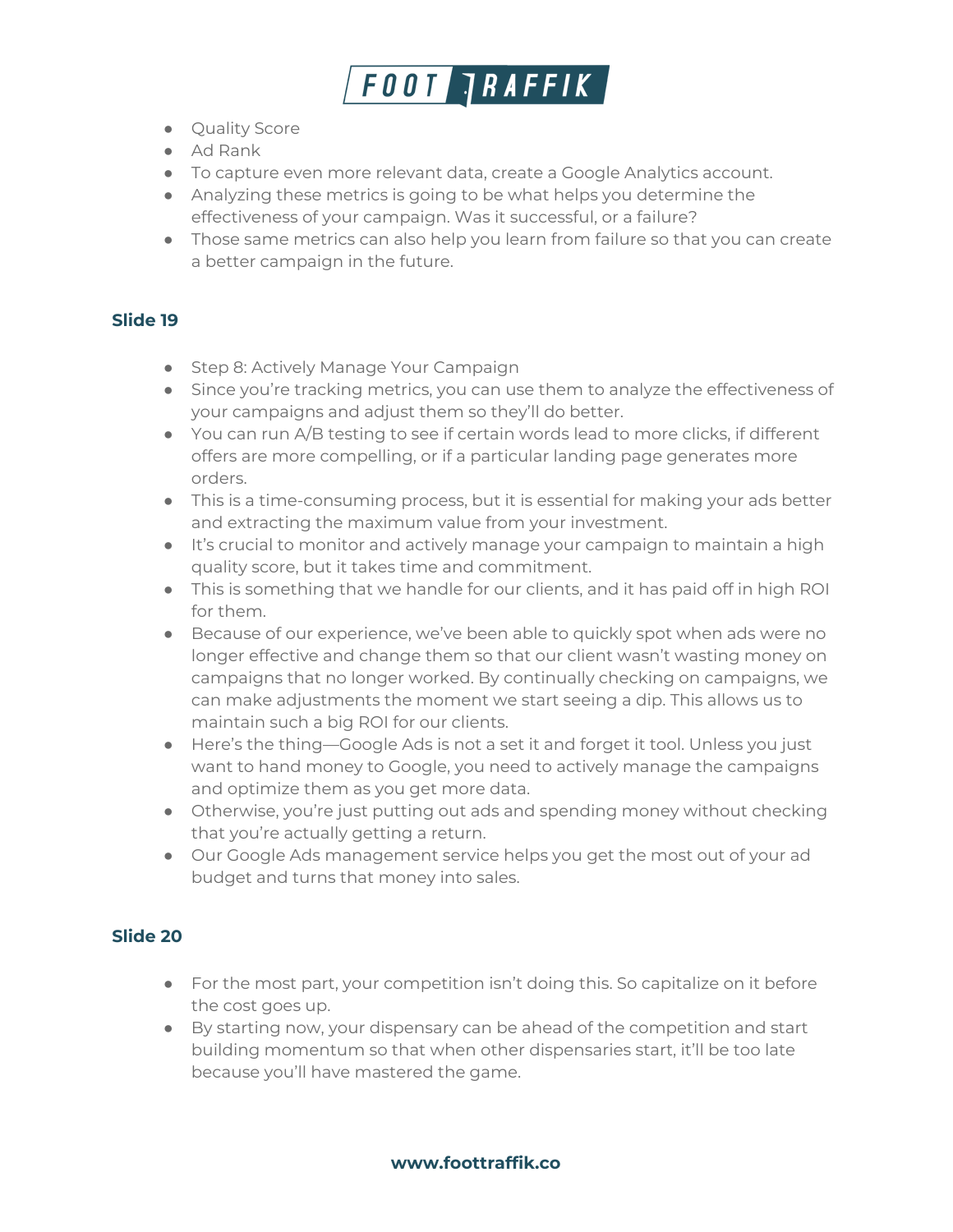- Quality Score
- Ad Rank
- To capture even more relevant data, create a Google Analytics account.
- Analyzing these metrics is going to be what helps you determine the effectiveness of your campaign. Was it successful, or a failure?
- Those same metrics can also help you learn from failure so that you can create a better campaign in the future.

### Slide 19

- Step 8: Actively Manage Your Campaign
- Since you're tracking metrics, you can use them to analyze the effectiveness of your campaigns and adjust them so they'll do better.
- You can run A/B testing to see if certain words lead to more clicks, if different offers are more compelling, or if a particular landing page generates more orders.
- This is a time-consuming process, but it is essential for making your ads better and extracting the maximum value from your investment.
- It's crucial to monitor and actively manage your campaign to maintain a high quality score, but it takes time and commitment.
- This is something that we handle for our clients, and it has paid off in high ROI for them.
- Because of our experience, we've been able to quickly spot when ads were no longer effective and change them so that our client wasn't wasting money on campaigns that no longer worked. By continually checking on campaigns, we can make adjustments the moment we start seeing a dip. This allows us to maintain such a big ROI for our clients.
- Here's the thing—Google Ads is not a set it and forget it tool. Unless you just want to hand money to Google, you need to actively manage the campaigns and optimize them as you get more data.
- Otherwise, you're just putting out ads and spending money without checking that you're actually getting a return.
- Our Google Ads management service helps you get the most out of your ad budget and turns that money into sales.

### Slide 20

- For the most part, your competition isn't doing this. So capitalize on it before the cost goes up.
- By starting now, your dispensary can be ahead of the competition and start building momentum so that when other dispensaries start, it'll be too late because you'll have mastered the game.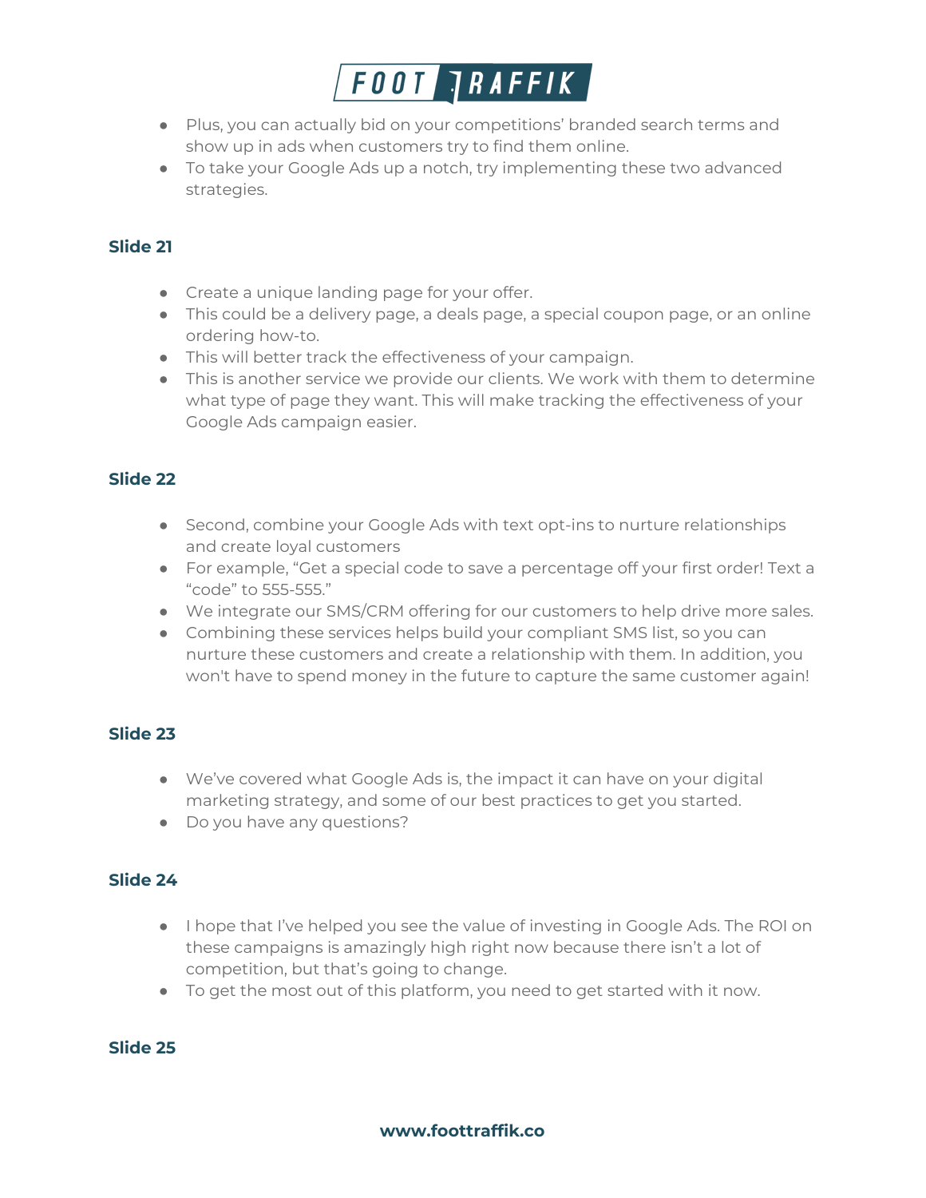- Plus, you can actually bid on your competitions' branded search terms and show up in ads when customers try to find them online.
- To take your Google Ads up a notch, try implementing these two advanced strategies.

**Slide 21**

- Create a unique landing page for your offer.
- This could be a delivery page, a deals page, a special coupon page, or an online ordering how-to.
- This will better track the effectiveness of your campaign.
- This is another service we provide our clients. We work with them to determine what type of page they want. This will make tracking the effectiveness of your Google Ads campaign easier.

**Slide 22**

- Second, combine your Google Ads with text opt-ins to nurture relationships and create loyal customers
- For example, "Get a special code to save a percentage off your first order! Text a "code" to 555-555."
- We integrate our SMS/CRM offering for our customers to help drive more sales.
- Combining these services helps build your compliant SMS list, so you can nurture these customers and create a relationship with them. In addition, you won't have to spend money in the future to capture the same customer again!

**Slide 23**

- We've covered what Google Ads is, the impact it can have on your digital marketing strategy, and some of our best practices to get you started.
- Do you have any questions?

**Slide 24**

- I hope that I've helped you see the value of investing in Google Ads. The ROI on these campaigns is amazingly high right now because there isn't a lot of competition, but that's going to change.
- To get the most out of this platform, you need to get started with it now.

**Slide 25**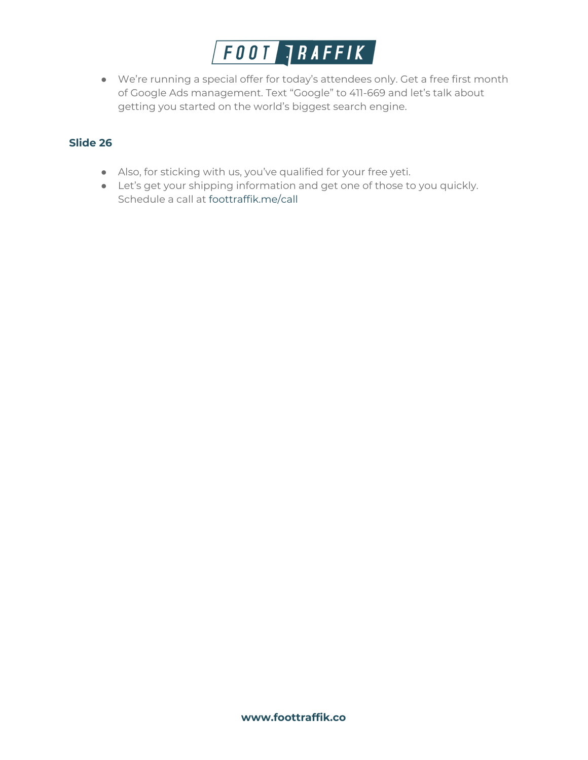- We're running a special offer for today's attendees only. Get a free first month of Google Ads management. Text "Google" to 411-669 and let's talk about getting you started on the world's biggest search engine.

### Slide 26

- Also, for sticking with us, you've qualified for your free yeti.
- Let's get your shipping information and get one of those to you quickly. Schedule a call at foottraffik.me/call